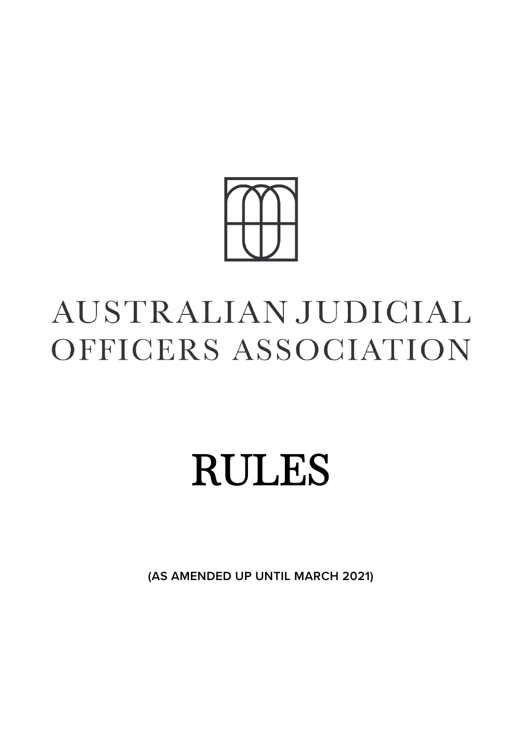# AUSTRALIAN JUDICIAL OFFICERS ASSOCIATION

# RULES

**(AS AMENDED UP UNTIL MARCH 2021)**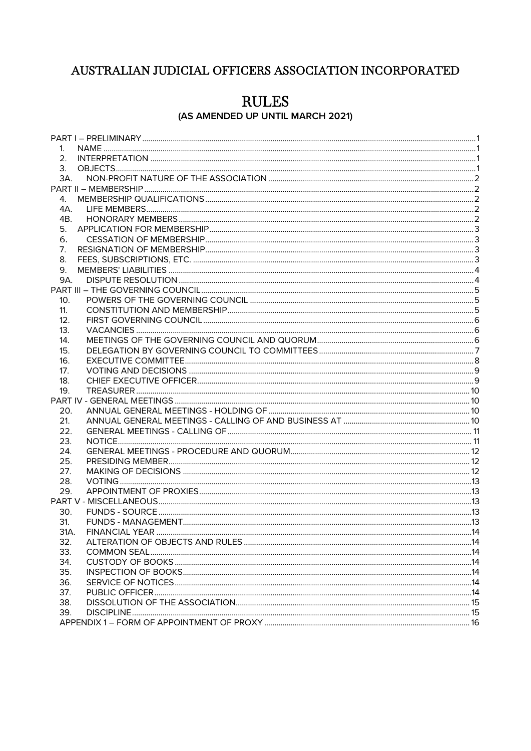# AUSTRALIAN JUDICIAL OFFICERS ASSOCIATION INCORPORATED

# RULES

### (AS AMENDED UP UNTIL MARCH 2021)

PART I – PRELIMINARY ..... 1
- 1. NAME ..... 1
- 2. INTERPRETATION ..... 1
- 3. OBJECTS ..... 1
- 3A. NON-PROFIT NATURE OF THE ASSOCIATION ..... 2

PART II – MEMBERSHIP ..... 2
- 4. MEMBERSHIP QUALIFICATIONS ..... 2
- 4A. LIFE MEMBERS ..... 2
- 4B. HONORARY MEMBERS ..... 2
- 5. APPLICATION FOR MEMBERSHIP ..... 3
- 6. CESSATION OF MEMBERSHIP ..... 3
- 7. RESIGNATION OF MEMBERSHIP ..... 3
- 8. FEES, SUBSCRIPTIONS, ETC. ..... 3
- 9. MEMBERS' LIABILITIES ..... 4
- 9A. DISPUTE RESOLUTION ..... 4

PART III – THE GOVERNING COUNCIL ..... 5
- 10. POWERS OF THE GOVERNING COUNCIL ..... 5
- 11. CONSTITUTION AND MEMBERSHIP ..... 5
- 12. FIRST GOVERNING COUNCIL ..... 6
- 13. VACANCIES ..... 6
- 14. MEETINGS OF THE GOVERNING COUNCIL AND QUORUM ..... 6
- 15. DELEGATION BY GOVERNING COUNCIL TO COMMITTEES ..... 7
- 16. EXECUTIVE COMMITTEE ..... 8
- 17. VOTING AND DECISIONS ..... 9
- 18. CHIEF EXECUTIVE OFFICER ..... 9
- 19. TREASURER ..... 10

PART IV - GENERAL MEETINGS ..... 10
- 20. ANNUAL GENERAL MEETINGS - HOLDING OF ..... 10
- 21. ANNUAL GENERAL MEETINGS - CALLING OF AND BUSINESS AT ..... 10
- 22. GENERAL MEETINGS - CALLING OF ..... 11
- 23. NOTICE ..... 11
- 24. GENERAL MEETINGS - PROCEDURE AND QUORUM ..... 12
- 25. PRESIDING MEMBER ..... 12
- 27. MAKING OF DECISIONS ..... 12
- 28. VOTING ..... 13
- 29. APPOINTMENT OF PROXIES ..... 13

PART V - MISCELLANEOUS ..... 13
- 30. FUNDS - SOURCE ..... 13
- 31. FUNDS - MANAGEMENT ..... 13
- 31A. FINANCIAL YEAR ..... 14
- 32. ALTERATION OF OBJECTS AND RULES ..... 14
- 33. COMMON SEAL ..... 14
- 34. CUSTODY OF BOOKS ..... 14
- 35. INSPECTION OF BOOKS ..... 14
- 36. SERVICE OF NOTICES ..... 14
- 37. PUBLIC OFFICER ..... 14
- 38. DISSOLUTION OF THE ASSOCIATION ..... 15
- 39. DISCIPLINE ..... 15

APPENDIX 1 – FORM OF APPOINTMENT OF PROXY ..... 16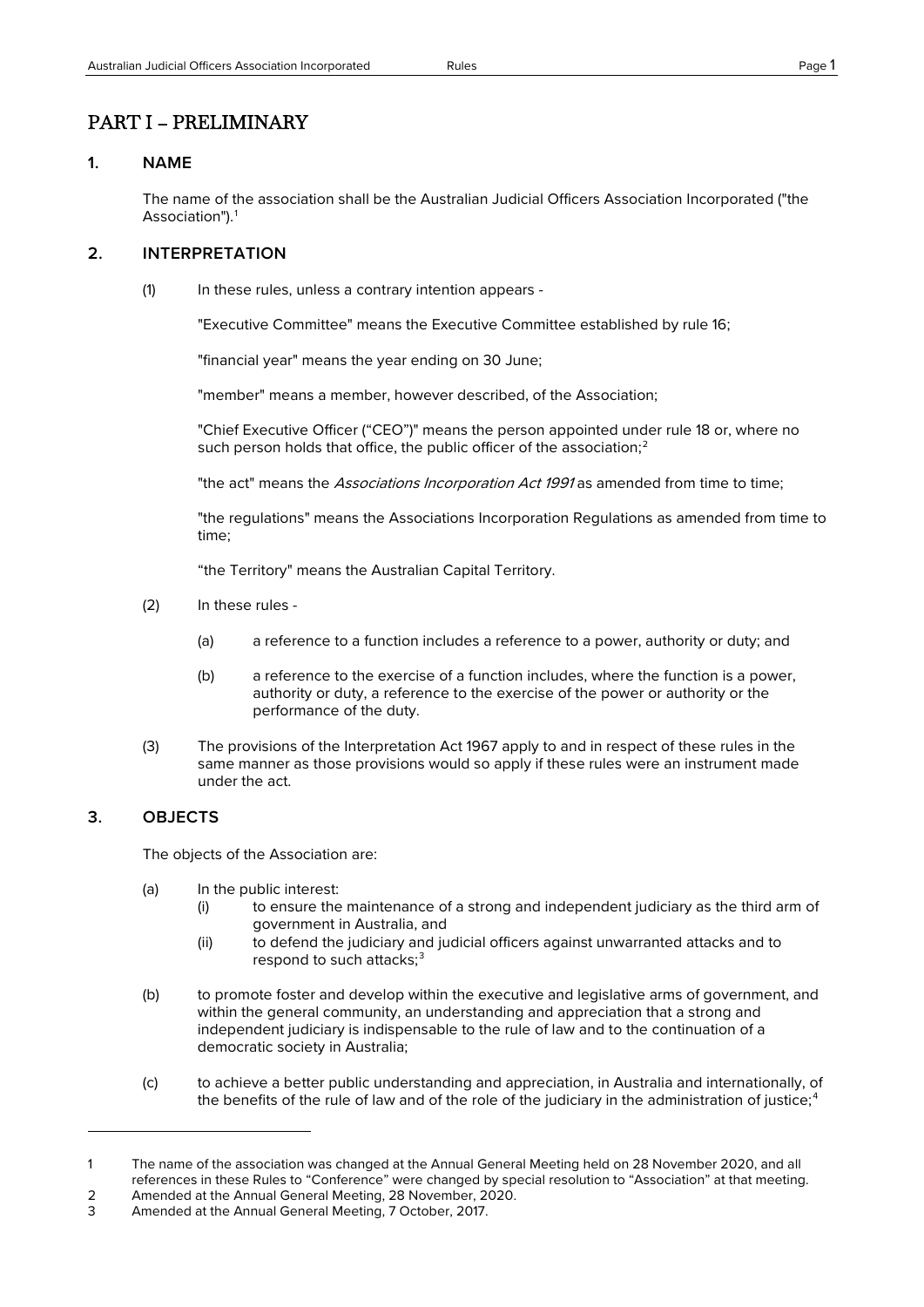# PART I – PRELIMINARY

## 1. NAME

The name of the association shall be the Australian Judicial Officers Association Incorporated ("the Association").[1]

## 2. INTERPRETATION

(1) In these rules, unless a contrary intention appears -

"Executive Committee" means the Executive Committee established by rule 16;

"financial year" means the year ending on 30 June;

"member" means a member, however described, of the Association;

"Chief Executive Officer (“CEO”)" means the person appointed under rule 18 or, where no such person holds that office, the public officer of the association;[2]

"the act" means the *Associations Incorporation Act 1991* as amended from time to time;

"the regulations" means the Associations Incorporation Regulations as amended from time to time;

“the Territory" means the Australian Capital Territory.

(2) In these rules -

- (a) a reference to a function includes a reference to a power, authority or duty; and
- (b) a reference to the exercise of a function includes, where the function is a power, authority or duty, a reference to the exercise of the power or authority or the performance of the duty.

(3) The provisions of the Interpretation Act 1967 apply to and in respect of these rules in the same manner as those provisions would so apply if these rules were an instrument made under the act.

## 3. OBJECTS

The objects of the Association are:

- (a) In the public interest:
  - (i) to ensure the maintenance of a strong and independent judiciary as the third arm of government in Australia, and
  - (ii) to defend the judiciary and judicial officers against unwarranted attacks and to respond to such attacks;[3]
- (b) to promote foster and develop within the executive and legislative arms of government, and within the general community, an understanding and appreciation that a strong and independent judiciary is indispensable to the rule of law and to the continuation of a democratic society in Australia;
- (c) to achieve a better public understanding and appreciation, in Australia and internationally, of the benefits of the rule of law and of the role of the judiciary in the administration of justice;[4]

---

1 The name of the association was changed at the Annual General Meeting held on 28 November 2020, and all references in these Rules to “Conference” were changed by special resolution to “Association” at that meeting.

2 Amended at the Annual General Meeting, 28 November, 2020.

3 Amended at the Annual General Meeting, 7 October, 2017.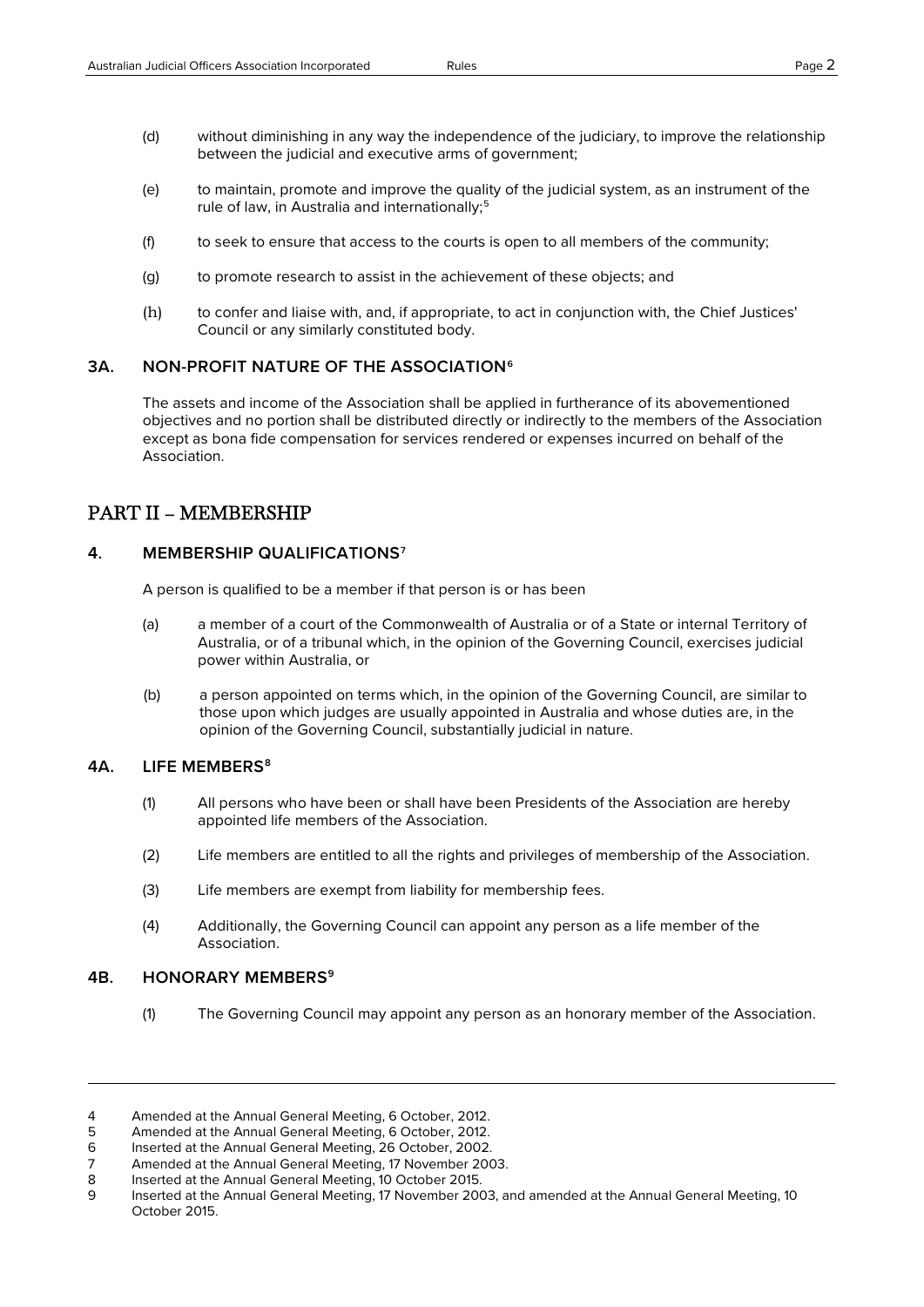(d) without diminishing in any way the independence of the judiciary, to improve the relationship between the judicial and executive arms of government;

(e) to maintain, promote and improve the quality of the judicial system, as an instrument of the rule of law, in Australia and internationally;[5]

(f) to seek to ensure that access to the courts is open to all members of the community;

(g) to promote research to assist in the achievement of these objects; and

(h) to confer and liaise with, and, if appropriate, to act in conjunction with, the Chief Justices' Council or any similarly constituted body.

### 3A. NON-PROFIT NATURE OF THE ASSOCIATION[6]

The assets and income of the Association shall be applied in furtherance of its abovementioned objectives and no portion shall be distributed directly or indirectly to the members of the Association except as bona fide compensation for services rendered or expenses incurred on behalf of the Association.

## PART II – MEMBERSHIP

### 4. MEMBERSHIP QUALIFICATIONS[7]

A person is qualified to be a member if that person is or has been

(a) a member of a court of the Commonwealth of Australia or of a State or internal Territory of Australia, or of a tribunal which, in the opinion of the Governing Council, exercises judicial power within Australia, or

(b) a person appointed on terms which, in the opinion of the Governing Council, are similar to those upon which judges are usually appointed in Australia and whose duties are, in the opinion of the Governing Council, substantially judicial in nature.

### 4A. LIFE MEMBERS[8]

(1) All persons who have been or shall have been Presidents of the Association are hereby appointed life members of the Association.

(2) Life members are entitled to all the rights and privileges of membership of the Association.

(3) Life members are exempt from liability for membership fees.

(4) Additionally, the Governing Council can appoint any person as a life member of the Association.

### 4B. HONORARY MEMBERS[9]

(1) The Governing Council may appoint any person as an honorary member of the Association.

---

4 Amended at the Annual General Meeting, 6 October, 2012.
5 Amended at the Annual General Meeting, 6 October, 2012.
6 Inserted at the Annual General Meeting, 26 October, 2002.
7 Amended at the Annual General Meeting, 17 November 2003.
8 Inserted at the Annual General Meeting, 10 October 2015.
9 Inserted at the Annual General Meeting, 17 November 2003, and amended at the Annual General Meeting, 10 October 2015.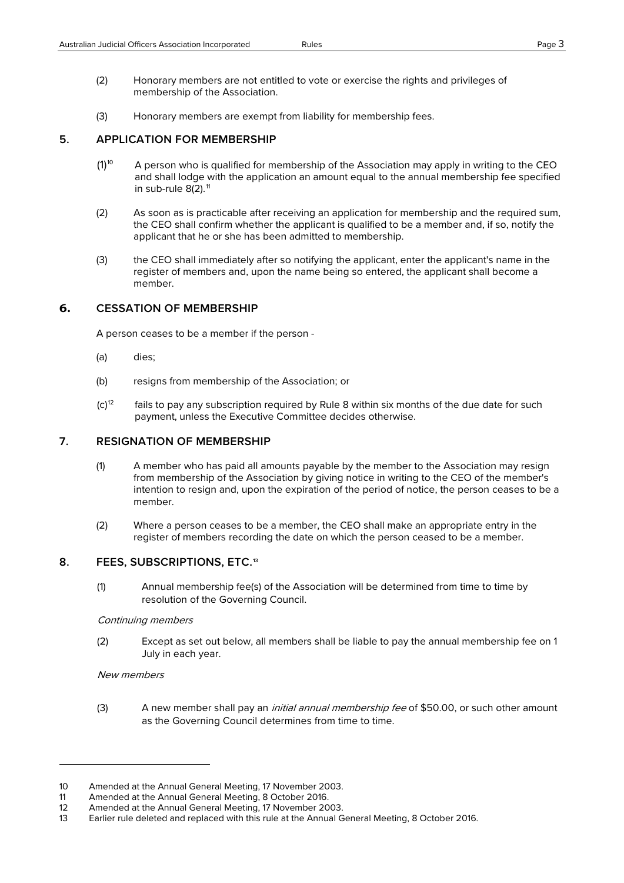(2) Honorary members are not entitled to vote or exercise the rights and privileges of membership of the Association.

(3) Honorary members are exempt from liability for membership fees.

## 5. APPLICATION FOR MEMBERSHIP

(1)[10] A person who is qualified for membership of the Association may apply in writing to the CEO and shall lodge with the application an amount equal to the annual membership fee specified in sub-rule 8(2).[11]

(2) As soon as is practicable after receiving an application for membership and the required sum, the CEO shall confirm whether the applicant is qualified to be a member and, if so, notify the applicant that he or she has been admitted to membership.

(3) the CEO shall immediately after so notifying the applicant, enter the applicant's name in the register of members and, upon the name being so entered, the applicant shall become a member.

## 6. CESSATION OF MEMBERSHIP

A person ceases to be a member if the person -

(a) dies;

(b) resigns from membership of the Association; or

(c)[12] fails to pay any subscription required by Rule 8 within six months of the due date for such payment, unless the Executive Committee decides otherwise.

## 7. RESIGNATION OF MEMBERSHIP

(1) A member who has paid all amounts payable by the member to the Association may resign from membership of the Association by giving notice in writing to the CEO of the member's intention to resign and, upon the expiration of the period of notice, the person ceases to be a member.

(2) Where a person ceases to be a member, the CEO shall make an appropriate entry in the register of members recording the date on which the person ceased to be a member.

## 8. FEES, SUBSCRIPTIONS, ETC.[13]

(1) Annual membership fee(s) of the Association will be determined from time to time by resolution of the Governing Council.

*Continuing members*

(2) Except as set out below, all members shall be liable to pay the annual membership fee on 1 July in each year.

*New members*

(3) A new member shall pay an *initial annual membership fee* of $50.00, or such other amount as the Governing Council determines from time to time.

---

10 Amended at the Annual General Meeting, 17 November 2003.
11 Amended at the Annual General Meeting, 8 October 2016.
12 Amended at the Annual General Meeting, 17 November 2003.
13 Earlier rule deleted and replaced with this rule at the Annual General Meeting, 8 October 2016.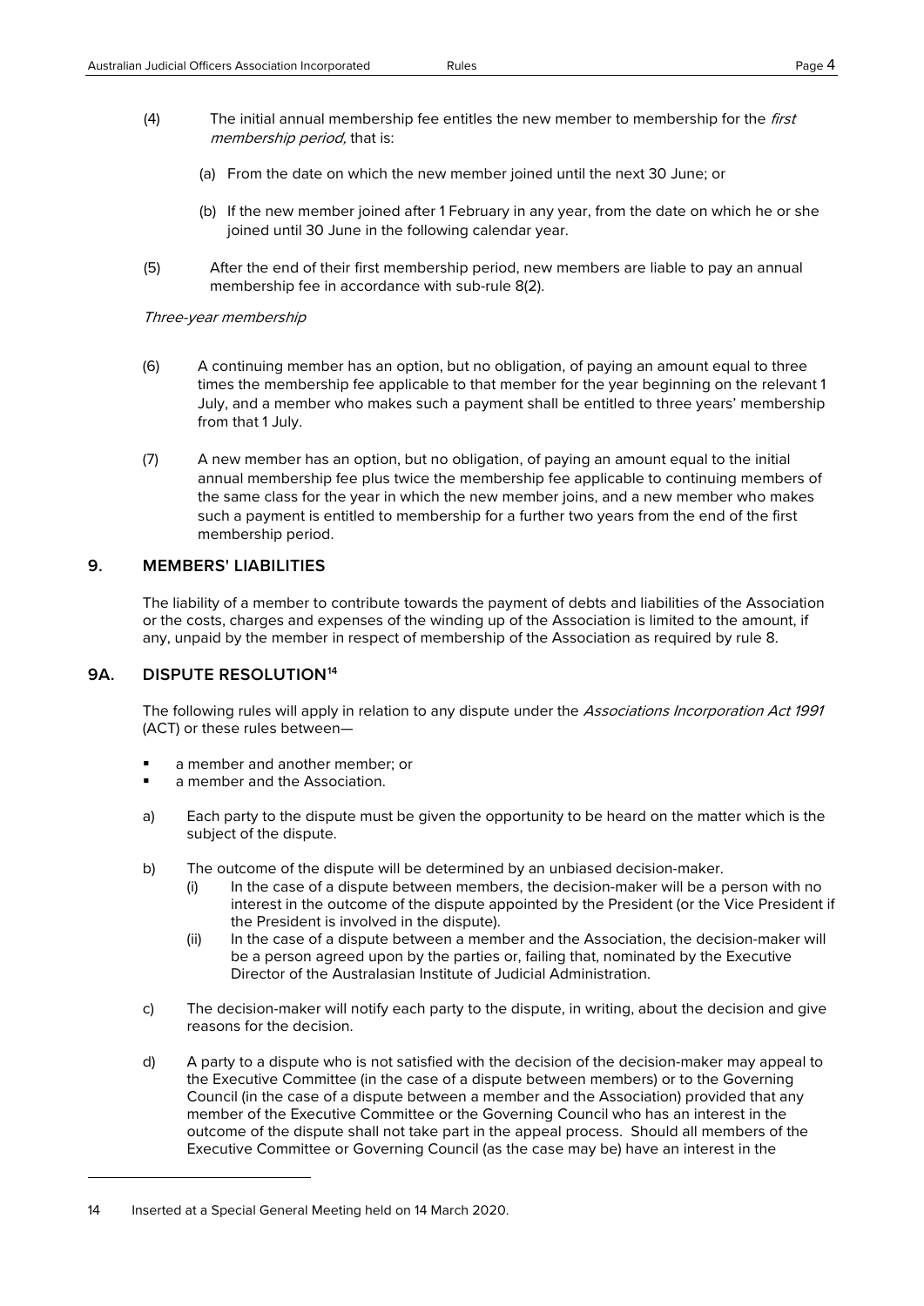(4) The initial annual membership fee entitles the new member to membership for the *first membership period,* that is:

(a) From the date on which the new member joined until the next 30 June; or

(b) If the new member joined after 1 February in any year, from the date on which he or she joined until 30 June in the following calendar year.

(5) After the end of their first membership period, new members are liable to pay an annual membership fee in accordance with sub-rule 8(2).

*Three-year membership*

(6) A continuing member has an option, but no obligation, of paying an amount equal to three times the membership fee applicable to that member for the year beginning on the relevant 1 July, and a member who makes such a payment shall be entitled to three years' membership from that 1 July.

(7) A new member has an option, but no obligation, of paying an amount equal to the initial annual membership fee plus twice the membership fee applicable to continuing members of the same class for the year in which the new member joins, and a new member who makes such a payment is entitled to membership for a further two years from the end of the first membership period.

## 9. MEMBERS' LIABILITIES

The liability of a member to contribute towards the payment of debts and liabilities of the Association or the costs, charges and expenses of the winding up of the Association is limited to the amount, if any, unpaid by the member in respect of membership of the Association as required by rule 8.

## 9A. DISPUTE RESOLUTION[14]

The following rules will apply in relation to any dispute under the *Associations Incorporation Act 1991* (ACT) or these rules between—

- a member and another member; or
- a member and the Association.

a) Each party to the dispute must be given the opportunity to be heard on the matter which is the subject of the dispute.

b) The outcome of the dispute will be determined by an unbiased decision-maker.
   (i) In the case of a dispute between members, the decision-maker will be a person with no interest in the outcome of the dispute appointed by the President (or the Vice President if the President is involved in the dispute).
   (ii) In the case of a dispute between a member and the Association, the decision-maker will be a person agreed upon by the parties or, failing that, nominated by the Executive Director of the Australasian Institute of Judicial Administration.

c) The decision-maker will notify each party to the dispute, in writing, about the decision and give reasons for the decision.

d) A party to a dispute who is not satisfied with the decision of the decision-maker may appeal to the Executive Committee (in the case of a dispute between members) or to the Governing Council (in the case of a dispute between a member and the Association) provided that any member of the Executive Committee or the Governing Council who has an interest in the outcome of the dispute shall not take part in the appeal process. Should all members of the Executive Committee or Governing Council (as the case may be) have an interest in the

---

14 Inserted at a Special General Meeting held on 14 March 2020.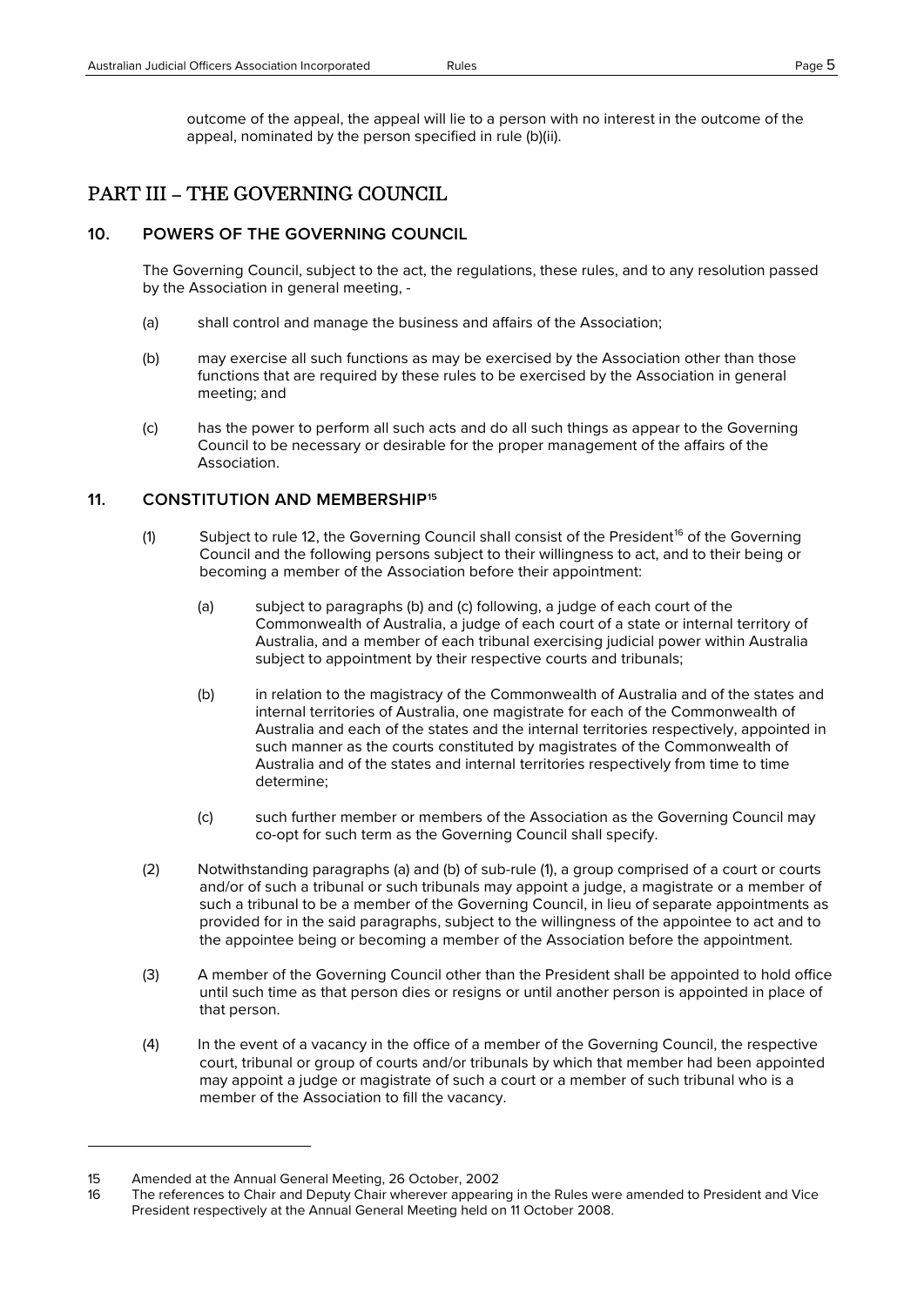outcome of the appeal, the appeal will lie to a person with no interest in the outcome of the appeal, nominated by the person specified in rule (b)(ii).

# PART III – THE GOVERNING COUNCIL

## 10. POWERS OF THE GOVERNING COUNCIL

The Governing Council, subject to the act, the regulations, these rules, and to any resolution passed by the Association in general meeting, -

(a) shall control and manage the business and affairs of the Association;

(b) may exercise all such functions as may be exercised by the Association other than those functions that are required by these rules to be exercised by the Association in general meeting; and

(c) has the power to perform all such acts and do all such things as appear to the Governing Council to be necessary or desirable for the proper management of the affairs of the Association.

## 11. CONSTITUTION AND MEMBERSHIP[15]

(1) Subject to rule 12, the Governing Council shall consist of the President[16] of the Governing Council and the following persons subject to their willingness to act, and to their being or becoming a member of the Association before their appointment:

(a) subject to paragraphs (b) and (c) following, a judge of each court of the Commonwealth of Australia, a judge of each court of a state or internal territory of Australia, and a member of each tribunal exercising judicial power within Australia subject to appointment by their respective courts and tribunals;

(b) in relation to the magistracy of the Commonwealth of Australia and of the states and internal territories of Australia, one magistrate for each of the Commonwealth of Australia and each of the states and the internal territories respectively, appointed in such manner as the courts constituted by magistrates of the Commonwealth of Australia and of the states and internal territories respectively from time to time determine;

(c) such further member or members of the Association as the Governing Council may co-opt for such term as the Governing Council shall specify.

(2) Notwithstanding paragraphs (a) and (b) of sub-rule (1), a group comprised of a court or courts and/or of such a tribunal or such tribunals may appoint a judge, a magistrate or a member of such a tribunal to be a member of the Governing Council, in lieu of separate appointments as provided for in the said paragraphs, subject to the willingness of the appointee to act and to the appointee being or becoming a member of the Association before the appointment.

(3) A member of the Governing Council other than the President shall be appointed to hold office until such time as that person dies or resigns or until another person is appointed in place of that person.

(4) In the event of a vacancy in the office of a member of the Governing Council, the respective court, tribunal or group of courts and/or tribunals by which that member had been appointed may appoint a judge or magistrate of such a court or a member of such tribunal who is a member of the Association to fill the vacancy.

---

15 Amended at the Annual General Meeting, 26 October, 2002

16 The references to Chair and Deputy Chair wherever appearing in the Rules were amended to President and Vice President respectively at the Annual General Meeting held on 11 October 2008.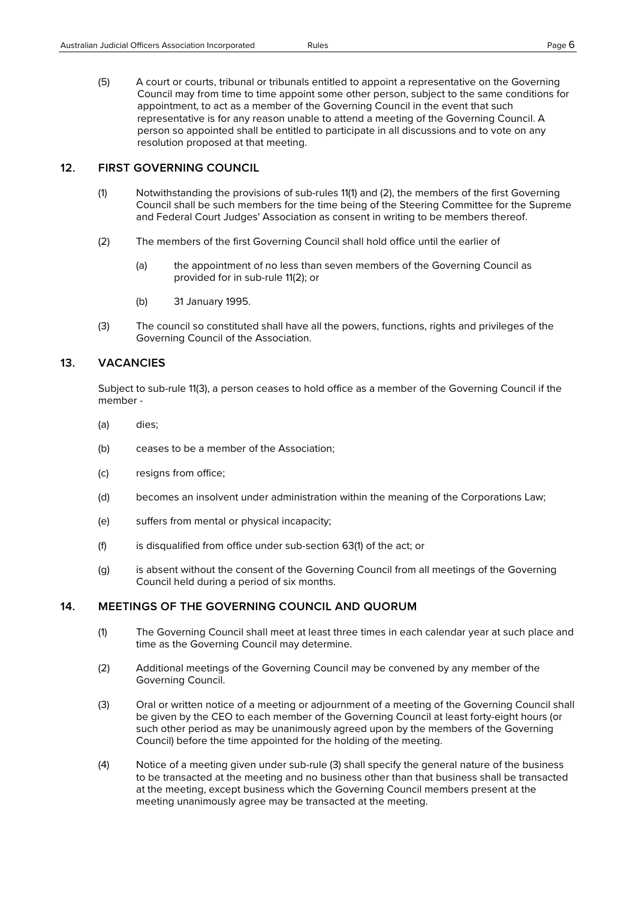(5) A court or courts, tribunal or tribunals entitled to appoint a representative on the Governing Council may from time to time appoint some other person, subject to the same conditions for appointment, to act as a member of the Governing Council in the event that such representative is for any reason unable to attend a meeting of the Governing Council. A person so appointed shall be entitled to participate in all discussions and to vote on any resolution proposed at that meeting.

## 12. FIRST GOVERNING COUNCIL

(1) Notwithstanding the provisions of sub-rules 11(1) and (2), the members of the first Governing Council shall be such members for the time being of the Steering Committee for the Supreme and Federal Court Judges' Association as consent in writing to be members thereof.

(2) The members of the first Governing Council shall hold office until the earlier of

   (a) the appointment of no less than seven members of the Governing Council as provided for in sub-rule 11(2); or

   (b) 31 January 1995.

(3) The council so constituted shall have all the powers, functions, rights and privileges of the Governing Council of the Association.

## 13. VACANCIES

Subject to sub-rule 11(3), a person ceases to hold office as a member of the Governing Council if the member -

(a) dies;

(b) ceases to be a member of the Association;

(c) resigns from office;

(d) becomes an insolvent under administration within the meaning of the Corporations Law;

(e) suffers from mental or physical incapacity;

(f) is disqualified from office under sub-section 63(1) of the act; or

(g) is absent without the consent of the Governing Council from all meetings of the Governing Council held during a period of six months.

## 14. MEETINGS OF THE GOVERNING COUNCIL AND QUORUM

(1) The Governing Council shall meet at least three times in each calendar year at such place and time as the Governing Council may determine.

(2) Additional meetings of the Governing Council may be convened by any member of the Governing Council.

(3) Oral or written notice of a meeting or adjournment of a meeting of the Governing Council shall be given by the CEO to each member of the Governing Council at least forty-eight hours (or such other period as may be unanimously agreed upon by the members of the Governing Council) before the time appointed for the holding of the meeting.

(4) Notice of a meeting given under sub-rule (3) shall specify the general nature of the business to be transacted at the meeting and no business other than that business shall be transacted at the meeting, except business which the Governing Council members present at the meeting unanimously agree may be transacted at the meeting.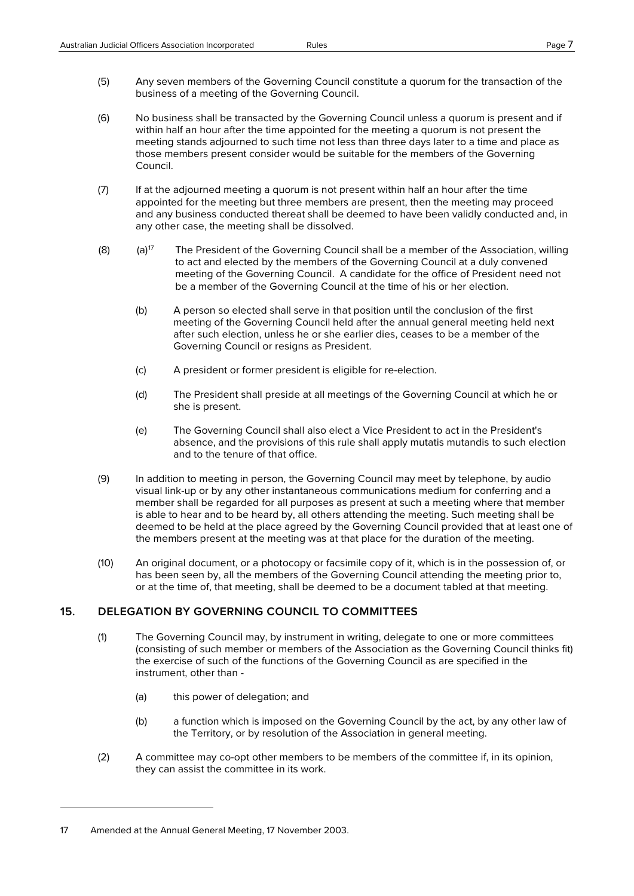(5) Any seven members of the Governing Council constitute a quorum for the transaction of the business of a meeting of the Governing Council.

(6) No business shall be transacted by the Governing Council unless a quorum is present and if within half an hour after the time appointed for the meeting a quorum is not present the meeting stands adjourned to such time not less than three days later to a time and place as those members present consider would be suitable for the members of the Governing Council.

(7) If at the adjourned meeting a quorum is not present within half an hour after the time appointed for the meeting but three members are present, then the meeting may proceed and any business conducted thereat shall be deemed to have been validly conducted and, in any other case, the meeting shall be dissolved.

(8) (a)[17] The President of the Governing Council shall be a member of the Association, willing to act and elected by the members of the Governing Council at a duly convened meeting of the Governing Council. A candidate for the office of President need not be a member of the Governing Council at the time of his or her election.

(b) A person so elected shall serve in that position until the conclusion of the first meeting of the Governing Council held after the annual general meeting held next after such election, unless he or she earlier dies, ceases to be a member of the Governing Council or resigns as President.

(c) A president or former president is eligible for re-election.

(d) The President shall preside at all meetings of the Governing Council at which he or she is present.

(e) The Governing Council shall also elect a Vice President to act in the President's absence, and the provisions of this rule shall apply mutatis mutandis to such election and to the tenure of that office.

(9) In addition to meeting in person, the Governing Council may meet by telephone, by audio visual link-up or by any other instantaneous communications medium for conferring and a member shall be regarded for all purposes as present at such a meeting where that member is able to hear and to be heard by, all others attending the meeting. Such meeting shall be deemed to be held at the place agreed by the Governing Council provided that at least one of the members present at the meeting was at that place for the duration of the meeting.

(10) An original document, or a photocopy or facsimile copy of it, which is in the possession of, or has been seen by, all the members of the Governing Council attending the meeting prior to, or at the time of, that meeting, shall be deemed to be a document tabled at that meeting.

## 15. DELEGATION BY GOVERNING COUNCIL TO COMMITTEES

(1) The Governing Council may, by instrument in writing, delegate to one or more committees (consisting of such member or members of the Association as the Governing Council thinks fit) the exercise of such of the functions of the Governing Council as are specified in the instrument, other than -

(a) this power of delegation; and

(b) a function which is imposed on the Governing Council by the act, by any other law of the Territory, or by resolution of the Association in general meeting.

(2) A committee may co-opt other members to be members of the committee if, in its opinion, they can assist the committee in its work.

---

17 Amended at the Annual General Meeting, 17 November 2003.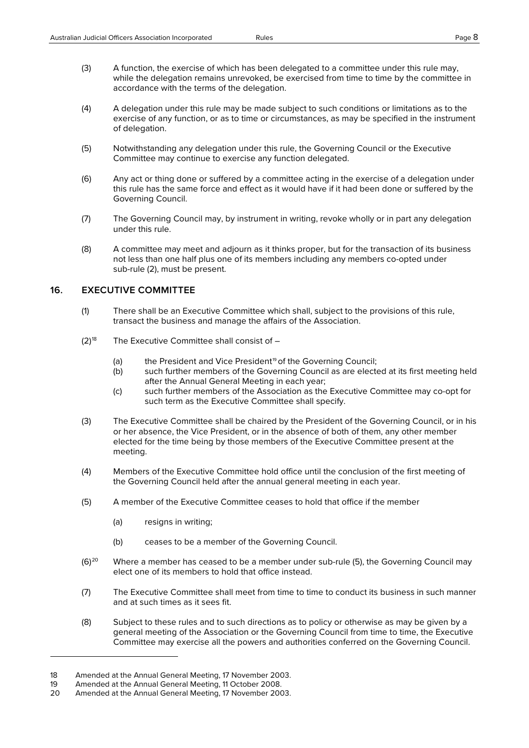(3) A function, the exercise of which has been delegated to a committee under this rule may, while the delegation remains unrevoked, be exercised from time to time by the committee in accordance with the terms of the delegation.

(4) A delegation under this rule may be made subject to such conditions or limitations as to the exercise of any function, or as to time or circumstances, as may be specified in the instrument of delegation.

(5) Notwithstanding any delegation under this rule, the Governing Council or the Executive Committee may continue to exercise any function delegated.

(6) Any act or thing done or suffered by a committee acting in the exercise of a delegation under this rule has the same force and effect as it would have if it had been done or suffered by the Governing Council.

(7) The Governing Council may, by instrument in writing, revoke wholly or in part any delegation under this rule.

(8) A committee may meet and adjourn as it thinks proper, but for the transaction of its business not less than one half plus one of its members including any members co-opted under sub-rule (2), must be present.

## 16. EXECUTIVE COMMITTEE

(1) There shall be an Executive Committee which shall, subject to the provisions of this rule, transact the business and manage the affairs of the Association.

(2)[18] The Executive Committee shall consist of –

- (a) the President and Vice President[19] of the Governing Council;
- (b) such further members of the Governing Council as are elected at its first meeting held after the Annual General Meeting in each year;
- (c) such further members of the Association as the Executive Committee may co-opt for such term as the Executive Committee shall specify.

(3) The Executive Committee shall be chaired by the President of the Governing Council, or in his or her absence, the Vice President, or in the absence of both of them, any other member elected for the time being by those members of the Executive Committee present at the meeting.

(4) Members of the Executive Committee hold office until the conclusion of the first meeting of the Governing Council held after the annual general meeting in each year.

(5) A member of the Executive Committee ceases to hold that office if the member

- (a) resigns in writing;
- (b) ceases to be a member of the Governing Council.

(6)[20] Where a member has ceased to be a member under sub-rule (5), the Governing Council may elect one of its members to hold that office instead.

(7) The Executive Committee shall meet from time to time to conduct its business in such manner and at such times as it sees fit.

(8) Subject to these rules and to such directions as to policy or otherwise as may be given by a general meeting of the Association or the Governing Council from time to time, the Executive Committee may exercise all the powers and authorities conferred on the Governing Council.

---

18 Amended at the Annual General Meeting, 17 November 2003.
19 Amended at the Annual General Meeting, 11 October 2008.
20 Amended at the Annual General Meeting, 17 November 2003.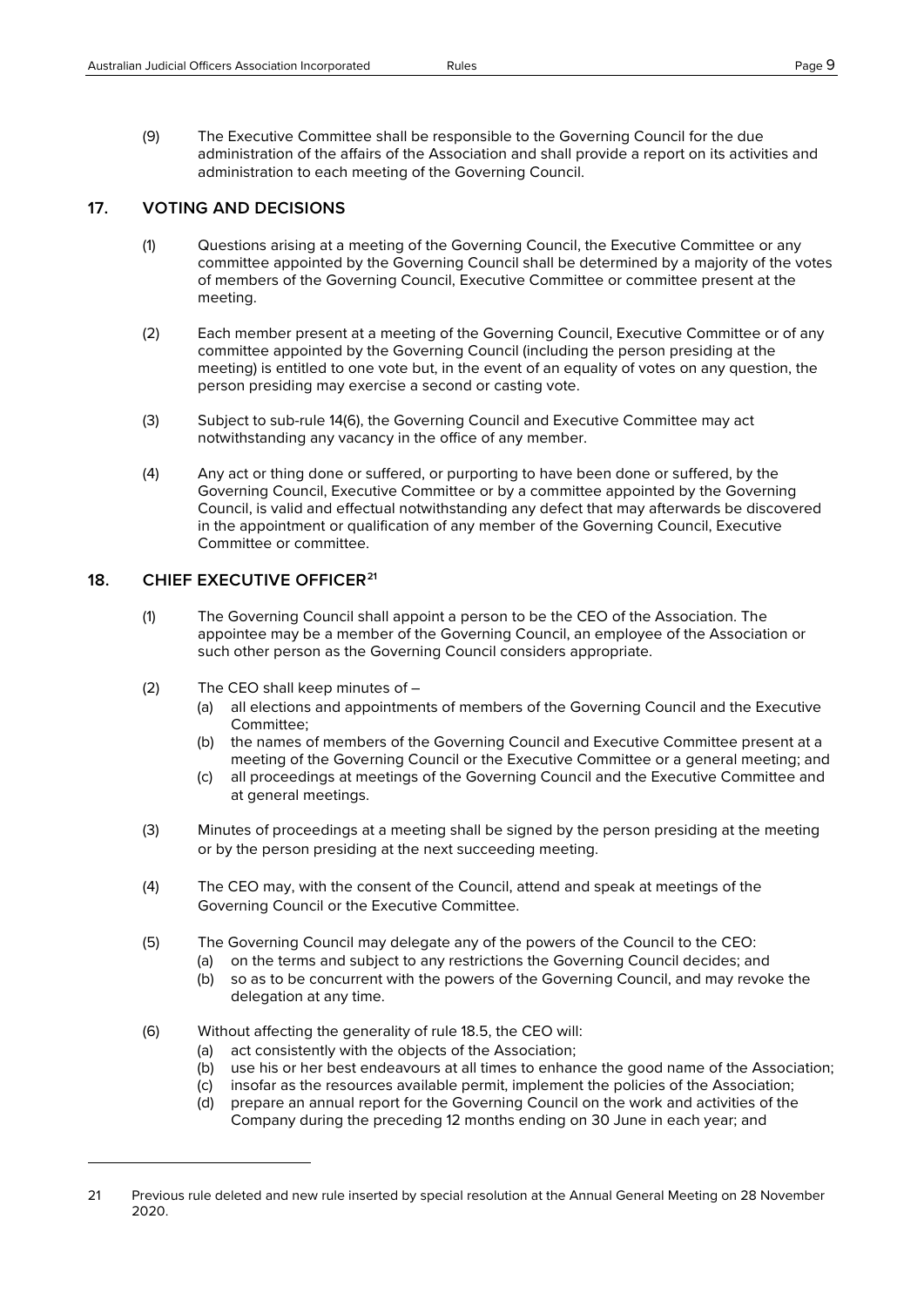(9) The Executive Committee shall be responsible to the Governing Council for the due administration of the affairs of the Association and shall provide a report on its activities and administration to each meeting of the Governing Council.

## 17. VOTING AND DECISIONS

(1) Questions arising at a meeting of the Governing Council, the Executive Committee or any committee appointed by the Governing Council shall be determined by a majority of the votes of members of the Governing Council, Executive Committee or committee present at the meeting.

(2) Each member present at a meeting of the Governing Council, Executive Committee or of any committee appointed by the Governing Council (including the person presiding at the meeting) is entitled to one vote but, in the event of an equality of votes on any question, the person presiding may exercise a second or casting vote.

(3) Subject to sub-rule 14(6), the Governing Council and Executive Committee may act notwithstanding any vacancy in the office of any member.

(4) Any act or thing done or suffered, or purporting to have been done or suffered, by the Governing Council, Executive Committee or by a committee appointed by the Governing Council, is valid and effectual notwithstanding any defect that may afterwards be discovered in the appointment or qualification of any member of the Governing Council, Executive Committee or committee.

## 18. CHIEF EXECUTIVE OFFICER[21]

(1) The Governing Council shall appoint a person to be the CEO of the Association. The appointee may be a member of the Governing Council, an employee of the Association or such other person as the Governing Council considers appropriate.

(2) The CEO shall keep minutes of –

- (a) all elections and appointments of members of the Governing Council and the Executive Committee;
- (b) the names of members of the Governing Council and Executive Committee present at a meeting of the Governing Council or the Executive Committee or a general meeting; and
- (c) all proceedings at meetings of the Governing Council and the Executive Committee and at general meetings.

(3) Minutes of proceedings at a meeting shall be signed by the person presiding at the meeting or by the person presiding at the next succeeding meeting.

(4) The CEO may, with the consent of the Council, attend and speak at meetings of the Governing Council or the Executive Committee.

(5) The Governing Council may delegate any of the powers of the Council to the CEO:

- (a) on the terms and subject to any restrictions the Governing Council decides; and
- (b) so as to be concurrent with the powers of the Governing Council, and may revoke the delegation at any time.

(6) Without affecting the generality of rule 18.5, the CEO will:

- (a) act consistently with the objects of the Association;
- (b) use his or her best endeavours at all times to enhance the good name of the Association;
- (c) insofar as the resources available permit, implement the policies of the Association;
- (d) prepare an annual report for the Governing Council on the work and activities of the Company during the preceding 12 months ending on 30 June in each year; and

---

21 Previous rule deleted and new rule inserted by special resolution at the Annual General Meeting on 28 November 2020.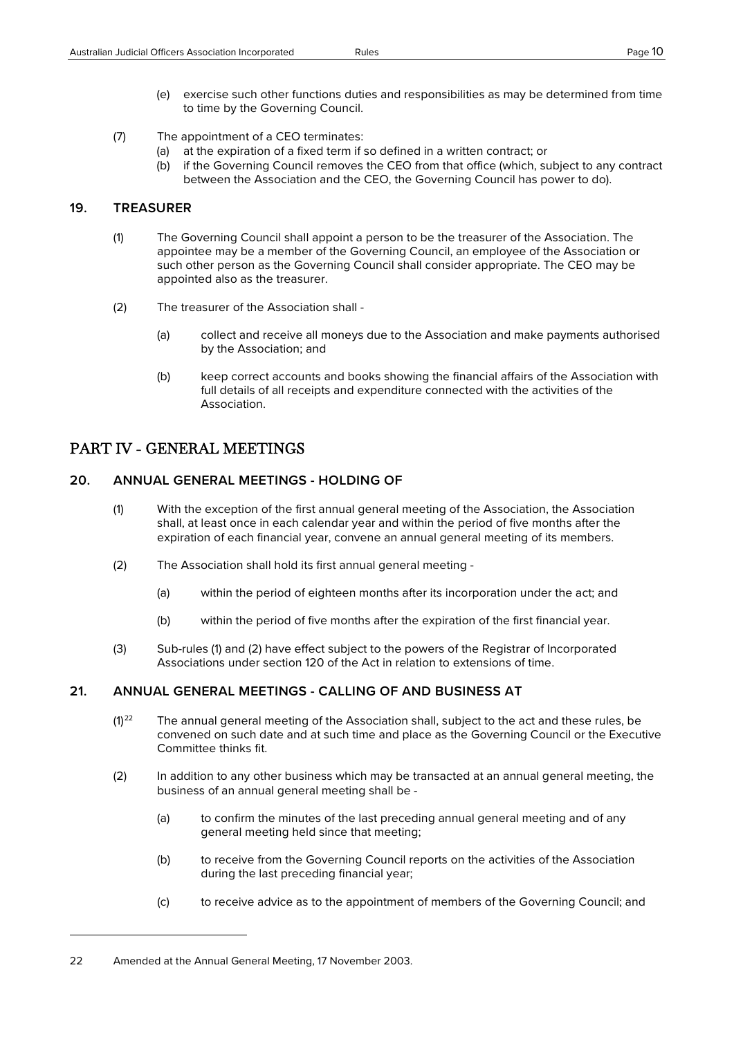(e) exercise such other functions duties and responsibilities as may be determined from time to time by the Governing Council.

(7) The appointment of a CEO terminates:
   (a) at the expiration of a fixed term if so defined in a written contract; or
   (b) if the Governing Council removes the CEO from that office (which, subject to any contract between the Association and the CEO, the Governing Council has power to do).

### 19. TREASURER

(1) The Governing Council shall appoint a person to be the treasurer of the Association. The appointee may be a member of the Governing Council, an employee of the Association or such other person as the Governing Council shall consider appropriate. The CEO may be appointed also as the treasurer.

(2) The treasurer of the Association shall -

   (a) collect and receive all moneys due to the Association and make payments authorised by the Association; and

   (b) keep correct accounts and books showing the financial affairs of the Association with full details of all receipts and expenditure connected with the activities of the Association.

## PART IV - GENERAL MEETINGS

### 20. ANNUAL GENERAL MEETINGS - HOLDING OF

(1) With the exception of the first annual general meeting of the Association, the Association shall, at least once in each calendar year and within the period of five months after the expiration of each financial year, convene an annual general meeting of its members.

(2) The Association shall hold its first annual general meeting -

   (a) within the period of eighteen months after its incorporation under the act; and

   (b) within the period of five months after the expiration of the first financial year.

(3) Sub-rules (1) and (2) have effect subject to the powers of the Registrar of Incorporated Associations under section 120 of the Act in relation to extensions of time.

### 21. ANNUAL GENERAL MEETINGS - CALLING OF AND BUSINESS AT

(1)[22] The annual general meeting of the Association shall, subject to the act and these rules, be convened on such date and at such time and place as the Governing Council or the Executive Committee thinks fit.

(2) In addition to any other business which may be transacted at an annual general meeting, the business of an annual general meeting shall be -

   (a) to confirm the minutes of the last preceding annual general meeting and of any general meeting held since that meeting;

   (b) to receive from the Governing Council reports on the activities of the Association during the last preceding financial year;

   (c) to receive advice as to the appointment of members of the Governing Council; and

---

22 Amended at the Annual General Meeting, 17 November 2003.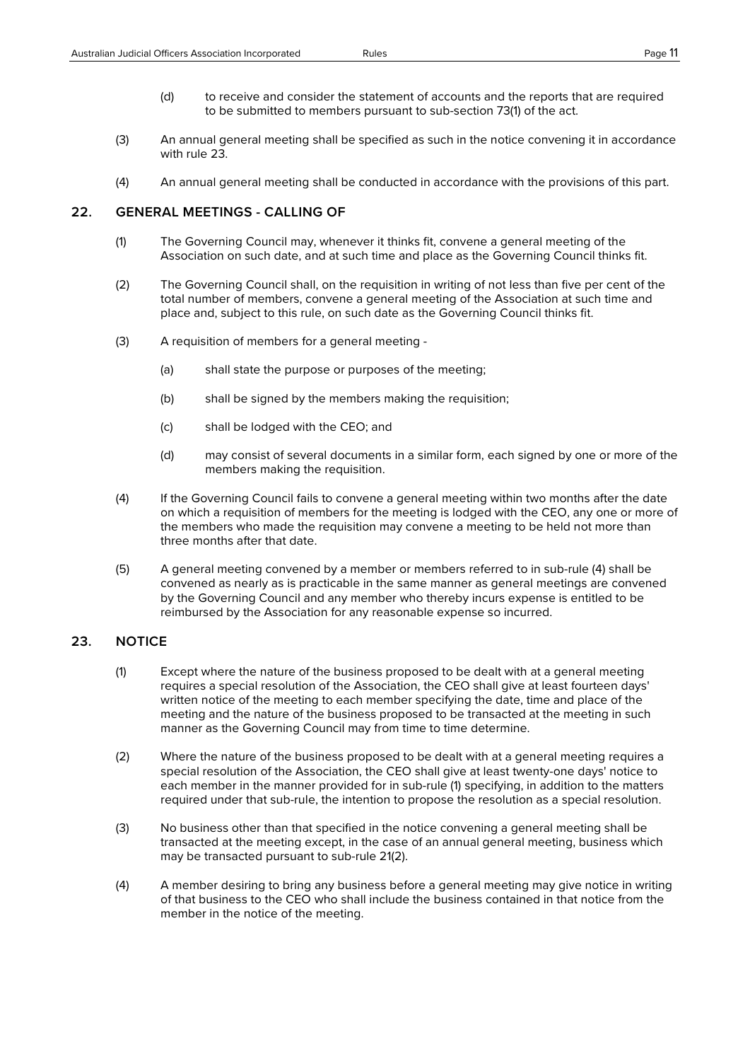(d) to receive and consider the statement of accounts and the reports that are required to be submitted to members pursuant to sub-section 73(1) of the act.

(3) An annual general meeting shall be specified as such in the notice convening it in accordance with rule 23.

(4) An annual general meeting shall be conducted in accordance with the provisions of this part.

## 22. GENERAL MEETINGS - CALLING OF

(1) The Governing Council may, whenever it thinks fit, convene a general meeting of the Association on such date, and at such time and place as the Governing Council thinks fit.

(2) The Governing Council shall, on the requisition in writing of not less than five per cent of the total number of members, convene a general meeting of the Association at such time and place and, subject to this rule, on such date as the Governing Council thinks fit.

(3) A requisition of members for a general meeting -

(a) shall state the purpose or purposes of the meeting;

(b) shall be signed by the members making the requisition;

(c) shall be lodged with the CEO; and

(d) may consist of several documents in a similar form, each signed by one or more of the members making the requisition.

(4) If the Governing Council fails to convene a general meeting within two months after the date on which a requisition of members for the meeting is lodged with the CEO, any one or more of the members who made the requisition may convene a meeting to be held not more than three months after that date.

(5) A general meeting convened by a member or members referred to in sub-rule (4) shall be convened as nearly as is practicable in the same manner as general meetings are convened by the Governing Council and any member who thereby incurs expense is entitled to be reimbursed by the Association for any reasonable expense so incurred.

## 23. NOTICE

(1) Except where the nature of the business proposed to be dealt with at a general meeting requires a special resolution of the Association, the CEO shall give at least fourteen days' written notice of the meeting to each member specifying the date, time and place of the meeting and the nature of the business proposed to be transacted at the meeting in such manner as the Governing Council may from time to time determine.

(2) Where the nature of the business proposed to be dealt with at a general meeting requires a special resolution of the Association, the CEO shall give at least twenty-one days' notice to each member in the manner provided for in sub-rule (1) specifying, in addition to the matters required under that sub-rule, the intention to propose the resolution as a special resolution.

(3) No business other than that specified in the notice convening a general meeting shall be transacted at the meeting except, in the case of an annual general meeting, business which may be transacted pursuant to sub-rule 21(2).

(4) A member desiring to bring any business before a general meeting may give notice in writing of that business to the CEO who shall include the business contained in that notice from the member in the notice of the meeting.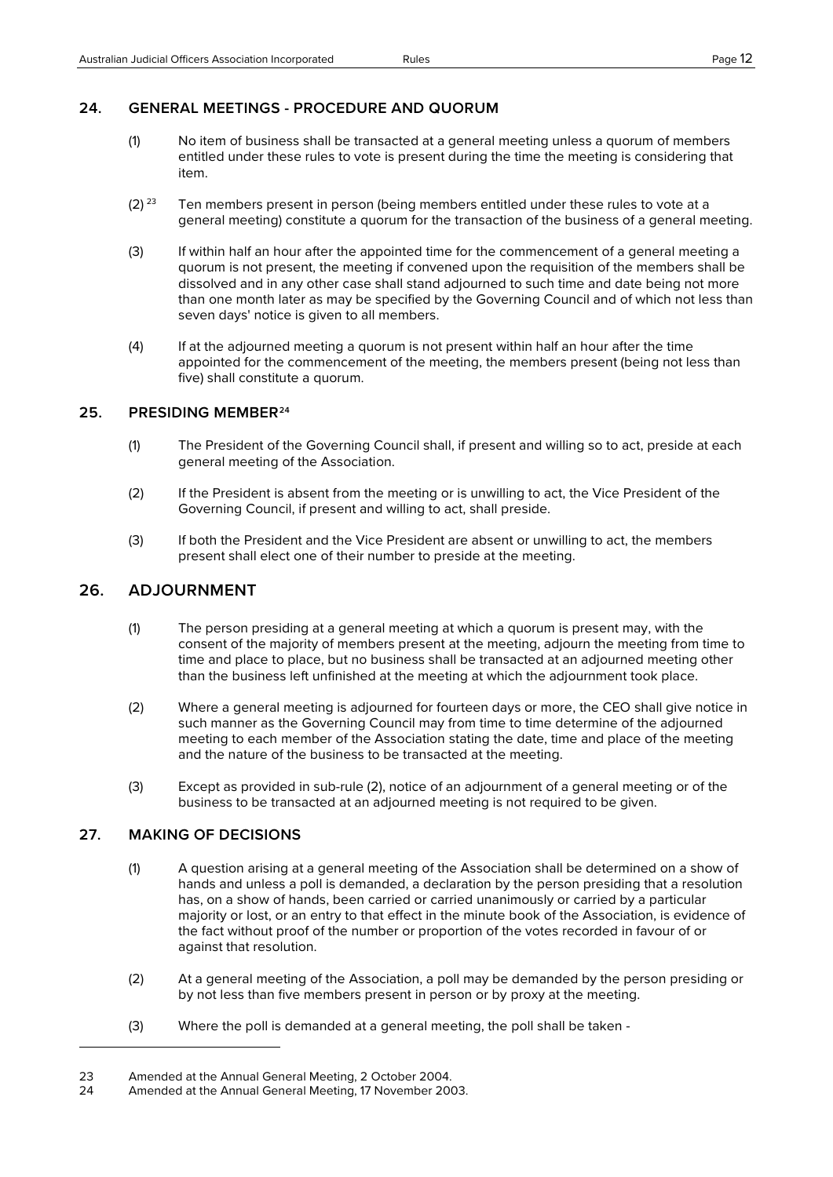## 24. GENERAL MEETINGS - PROCEDURE AND QUORUM

(1) No item of business shall be transacted at a general meeting unless a quorum of members entitled under these rules to vote is present during the time the meeting is considering that item.

(2) [23] Ten members present in person (being members entitled under these rules to vote at a general meeting) constitute a quorum for the transaction of the business of a general meeting.

(3) If within half an hour after the appointed time for the commencement of a general meeting a quorum is not present, the meeting if convened upon the requisition of the members shall be dissolved and in any other case shall stand adjourned to such time and date being not more than one month later as may be specified by the Governing Council and of which not less than seven days' notice is given to all members.

(4) If at the adjourned meeting a quorum is not present within half an hour after the time appointed for the commencement of the meeting, the members present (being not less than five) shall constitute a quorum.

## 25. PRESIDING MEMBER[24]

(1) The President of the Governing Council shall, if present and willing so to act, preside at each general meeting of the Association.

(2) If the President is absent from the meeting or is unwilling to act, the Vice President of the Governing Council, if present and willing to act, shall preside.

(3) If both the President and the Vice President are absent or unwilling to act, the members present shall elect one of their number to preside at the meeting.

## 26. ADJOURNMENT

(1) The person presiding at a general meeting at which a quorum is present may, with the consent of the majority of members present at the meeting, adjourn the meeting from time to time and place to place, but no business shall be transacted at an adjourned meeting other than the business left unfinished at the meeting at which the adjournment took place.

(2) Where a general meeting is adjourned for fourteen days or more, the CEO shall give notice in such manner as the Governing Council may from time to time determine of the adjourned meeting to each member of the Association stating the date, time and place of the meeting and the nature of the business to be transacted at the meeting.

(3) Except as provided in sub-rule (2), notice of an adjournment of a general meeting or of the business to be transacted at an adjourned meeting is not required to be given.

## 27. MAKING OF DECISIONS

(1) A question arising at a general meeting of the Association shall be determined on a show of hands and unless a poll is demanded, a declaration by the person presiding that a resolution has, on a show of hands, been carried or carried unanimously or carried by a particular majority or lost, or an entry to that effect in the minute book of the Association, is evidence of the fact without proof of the number or proportion of the votes recorded in favour of or against that resolution.

(2) At a general meeting of the Association, a poll may be demanded by the person presiding or by not less than five members present in person or by proxy at the meeting.

(3) Where the poll is demanded at a general meeting, the poll shall be taken -

---

23 Amended at the Annual General Meeting, 2 October 2004.

24 Amended at the Annual General Meeting, 17 November 2003.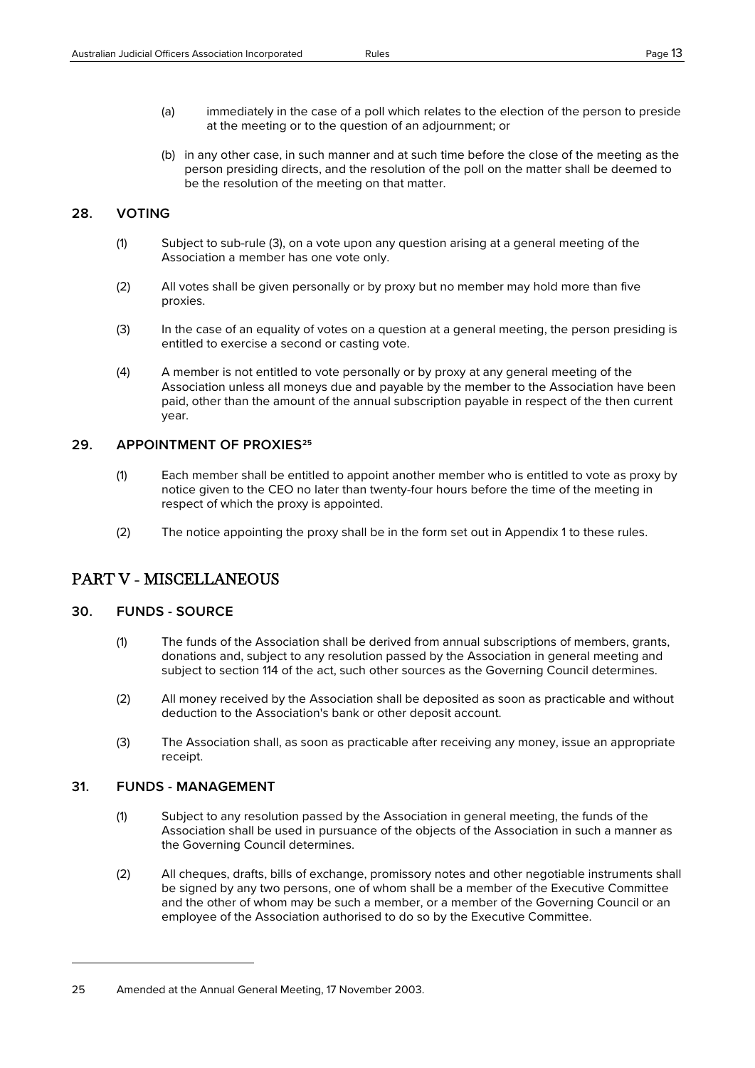(a) immediately in the case of a poll which relates to the election of the person to preside at the meeting or to the question of an adjournment; or

(b) in any other case, in such manner and at such time before the close of the meeting as the person presiding directs, and the resolution of the poll on the matter shall be deemed to be the resolution of the meeting on that matter.

### 28. VOTING

(1) Subject to sub-rule (3), on a vote upon any question arising at a general meeting of the Association a member has one vote only.

(2) All votes shall be given personally or by proxy but no member may hold more than five proxies.

(3) In the case of an equality of votes on a question at a general meeting, the person presiding is entitled to exercise a second or casting vote.

(4) A member is not entitled to vote personally or by proxy at any general meeting of the Association unless all moneys due and payable by the member to the Association have been paid, other than the amount of the annual subscription payable in respect of the then current year.

### 29. APPOINTMENT OF PROXIES[25]

(1) Each member shall be entitled to appoint another member who is entitled to vote as proxy by notice given to the CEO no later than twenty-four hours before the time of the meeting in respect of which the proxy is appointed.

(2) The notice appointing the proxy shall be in the form set out in Appendix 1 to these rules.

## PART V - MISCELLANEOUS

### 30. FUNDS - SOURCE

(1) The funds of the Association shall be derived from annual subscriptions of members, grants, donations and, subject to any resolution passed by the Association in general meeting and subject to section 114 of the act, such other sources as the Governing Council determines.

(2) All money received by the Association shall be deposited as soon as practicable and without deduction to the Association's bank or other deposit account.

(3) The Association shall, as soon as practicable after receiving any money, issue an appropriate receipt.

### 31. FUNDS - MANAGEMENT

(1) Subject to any resolution passed by the Association in general meeting, the funds of the Association shall be used in pursuance of the objects of the Association in such a manner as the Governing Council determines.

(2) All cheques, drafts, bills of exchange, promissory notes and other negotiable instruments shall be signed by any two persons, one of whom shall be a member of the Executive Committee and the other of whom may be such a member, or a member of the Governing Council or an employee of the Association authorised to do so by the Executive Committee.

---

25 Amended at the Annual General Meeting, 17 November 2003.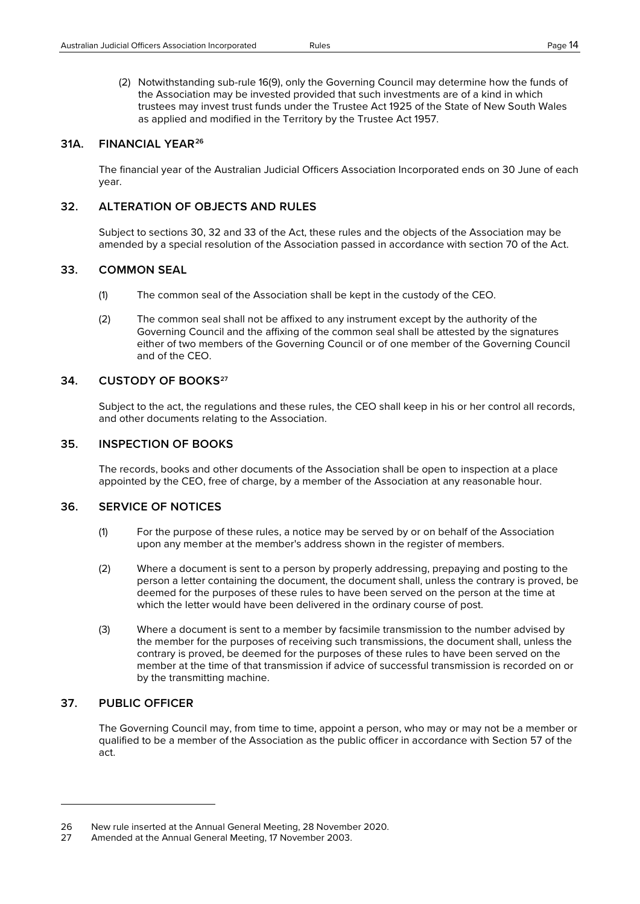(2) Notwithstanding sub-rule 16(9), only the Governing Council may determine how the funds of the Association may be invested provided that such investments are of a kind in which trustees may invest trust funds under the Trustee Act 1925 of the State of New South Wales as applied and modified in the Territory by the Trustee Act 1957.

## 31A. FINANCIAL YEAR[26]

The financial year of the Australian Judicial Officers Association Incorporated ends on 30 June of each year.

## 32. ALTERATION OF OBJECTS AND RULES

Subject to sections 30, 32 and 33 of the Act, these rules and the objects of the Association may be amended by a special resolution of the Association passed in accordance with section 70 of the Act.

## 33. COMMON SEAL

(1) The common seal of the Association shall be kept in the custody of the CEO.

(2) The common seal shall not be affixed to any instrument except by the authority of the Governing Council and the affixing of the common seal shall be attested by the signatures either of two members of the Governing Council or of one member of the Governing Council and of the CEO.

## 34. CUSTODY OF BOOKS[27]

Subject to the act, the regulations and these rules, the CEO shall keep in his or her control all records, and other documents relating to the Association.

## 35. INSPECTION OF BOOKS

The records, books and other documents of the Association shall be open to inspection at a place appointed by the CEO, free of charge, by a member of the Association at any reasonable hour.

## 36. SERVICE OF NOTICES

(1) For the purpose of these rules, a notice may be served by or on behalf of the Association upon any member at the member's address shown in the register of members.

(2) Where a document is sent to a person by properly addressing, prepaying and posting to the person a letter containing the document, the document shall, unless the contrary is proved, be deemed for the purposes of these rules to have been served on the person at the time at which the letter would have been delivered in the ordinary course of post.

(3) Where a document is sent to a member by facsimile transmission to the number advised by the member for the purposes of receiving such transmissions, the document shall, unless the contrary is proved, be deemed for the purposes of these rules to have been served on the member at the time of that transmission if advice of successful transmission is recorded on or by the transmitting machine.

## 37. PUBLIC OFFICER

The Governing Council may, from time to time, appoint a person, who may or may not be a member or qualified to be a member of the Association as the public officer in accordance with Section 57 of the act.

---

26 New rule inserted at the Annual General Meeting, 28 November 2020.

27 Amended at the Annual General Meeting, 17 November 2003.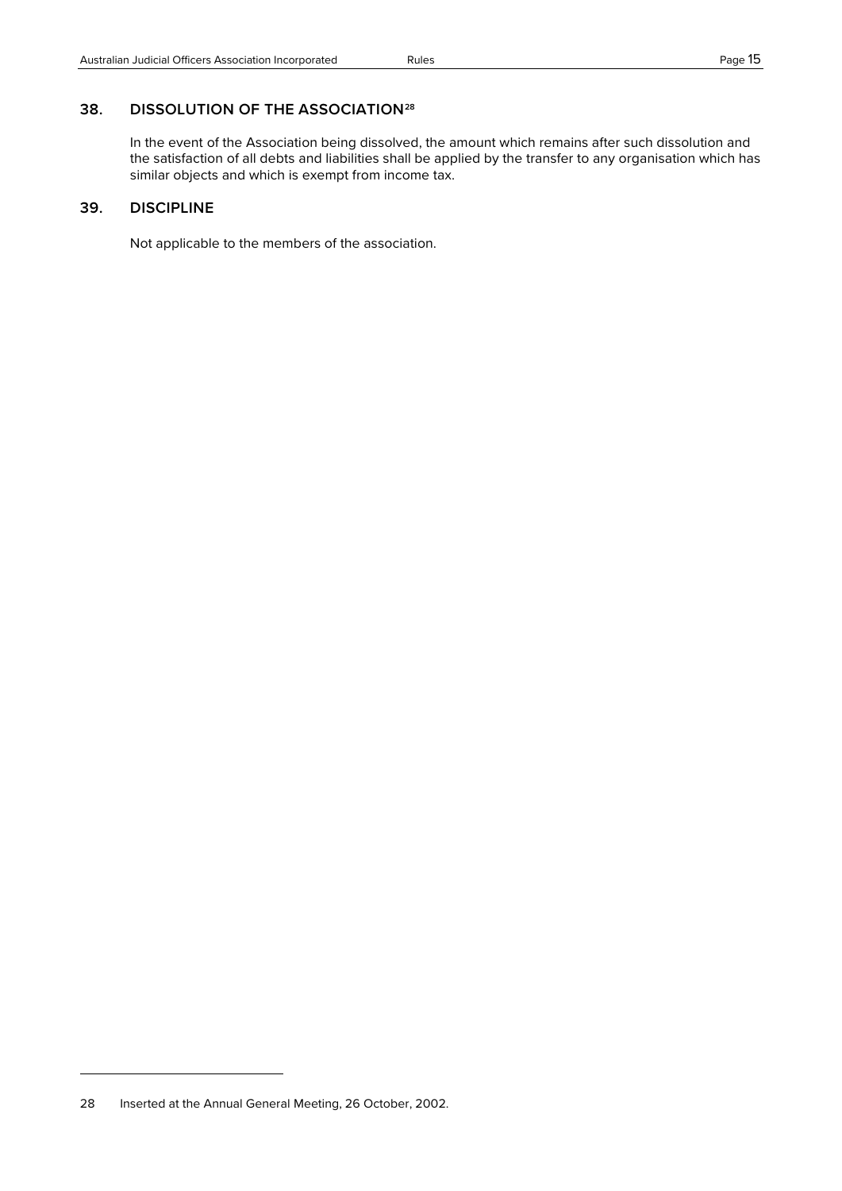## 38. DISSOLUTION OF THE ASSOCIATION[28]

In the event of the Association being dissolved, the amount which remains after such dissolution and the satisfaction of all debts and liabilities shall be applied by the transfer to any organisation which has similar objects and which is exempt from income tax.

## 39. DISCIPLINE

Not applicable to the members of the association.

---

28 Inserted at the Annual General Meeting, 26 October, 2002.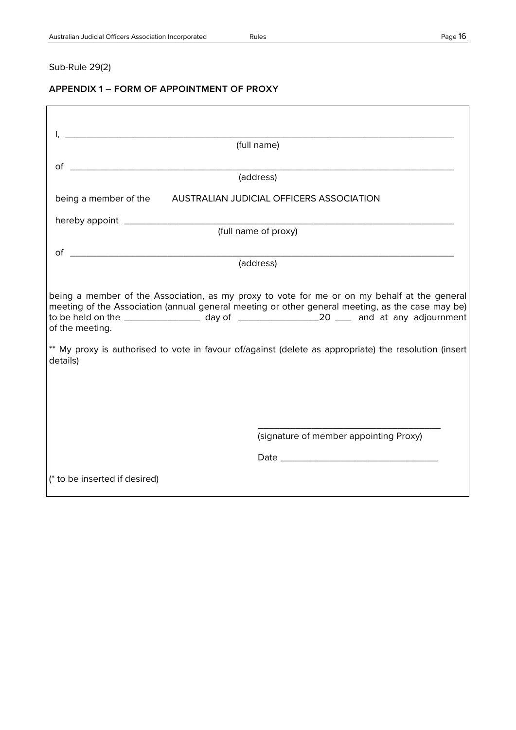Sub-Rule 29(2)

## APPENDIX 1 – FORM OF APPOINTMENT OF PROXY

I, ______________________________________________________________________________
(full name)

of ______________________________________________________________________________
(address)

being a member of the AUSTRALIAN JUDICIAL OFFICERS ASSOCIATION

hereby appoint _____________________________________________________________________
(full name of proxy)

of ______________________________________________________________________________
(address)

being a member of the Association, as my proxy to vote for me or on my behalf at the general meeting of the Association (annual general meeting or other general meeting, as the case may be) to be held on the _______________ day of ________________20 ___ and at any adjournment of the meeting.

** My proxy is authorised to vote in favour of/against (delete as appropriate) the resolution (insert details)

____________________________________
(signature of member appointing Proxy)

Date _______________________________

(* to be inserted if desired)